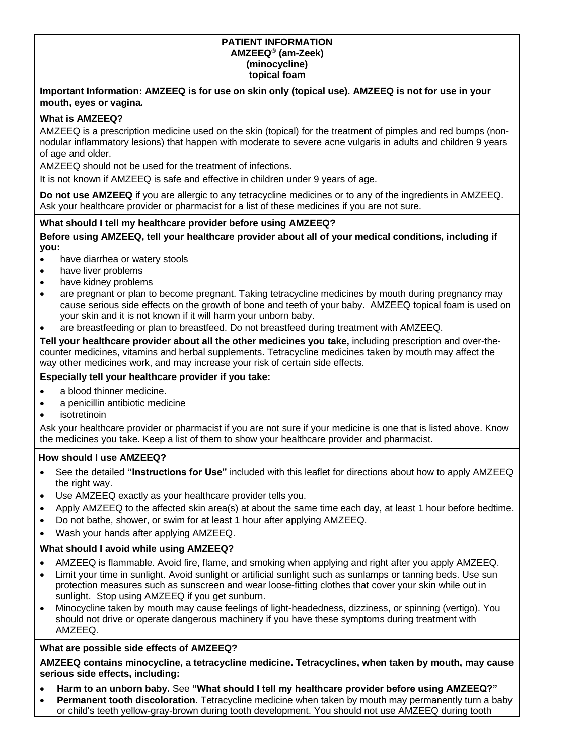# PATIENT INFORMATION
# AMZEEQ® (am-Zeek)
# (minocycline)
# topical foam

**Important Information: AMZEEQ is for use on skin only (topical use). AMZEEQ is not for use in your mouth, eyes or vagina.**

**What is AMZEEQ?**

AMZEEQ is a prescription medicine used on the skin (topical) for the treatment of pimples and red bumps (non-nodular inflammatory lesions) that happen with moderate to severe acne vulgaris in adults and children 9 years of age and older.

AMZEEQ should not be used for the treatment of infections.

It is not known if AMZEEQ is safe and effective in children under 9 years of age.

**Do not use AMZEEQ** if you are allergic to any tetracycline medicines or to any of the ingredients in AMZEEQ. Ask your healthcare provider or pharmacist for a list of these medicines if you are not sure.

**What should I tell my healthcare provider before using AMZEEQ?**

**Before using AMZEEQ, tell your healthcare provider about all of your medical conditions, including if you:**

- have diarrhea or watery stools
- have liver problems
- have kidney problems
- are pregnant or plan to become pregnant. Taking tetracycline medicines by mouth during pregnancy may cause serious side effects on the growth of bone and teeth of your baby. AMZEEQ topical foam is used on your skin and it is not known if it will harm your unborn baby.
- are breastfeeding or plan to breastfeed. Do not breastfeed during treatment with AMZEEQ.

**Tell your healthcare provider about all the other medicines you take,** including prescription and over-the-counter medicines, vitamins and herbal supplements. Tetracycline medicines taken by mouth may affect the way other medicines work, and may increase your risk of certain side effects.

**Especially tell your healthcare provider if you take:**

- a blood thinner medicine.
- a penicillin antibiotic medicine
- isotretinoin

Ask your healthcare provider or pharmacist if you are not sure if your medicine is one that is listed above. Know the medicines you take. Keep a list of them to show your healthcare provider and pharmacist.

**How should I use AMZEEQ?**

- See the detailed **"Instructions for Use"** included with this leaflet for directions about how to apply AMZEEQ the right way.
- Use AMZEEQ exactly as your healthcare provider tells you.
- Apply AMZEEQ to the affected skin area(s) at about the same time each day, at least 1 hour before bedtime.
- Do not bathe, shower, or swim for at least 1 hour after applying AMZEEQ.
- Wash your hands after applying AMZEEQ.

**What should I avoid while using AMZEEQ?**

- AMZEEQ is flammable. Avoid fire, flame, and smoking when applying and right after you apply AMZEEQ.
- Limit your time in sunlight. Avoid sunlight or artificial sunlight such as sunlamps or tanning beds. Use sun protection measures such as sunscreen and wear loose-fitting clothes that cover your skin while out in sunlight. Stop using AMZEEQ if you get sunburn.
- Minocycline taken by mouth may cause feelings of light-headedness, dizziness, or spinning (vertigo). You should not drive or operate dangerous machinery if you have these symptoms during treatment with AMZEEQ.

**What are possible side effects of AMZEEQ?**

**AMZEEQ contains minocycline, a tetracycline medicine. Tetracyclines, when taken by mouth, may cause serious side effects, including:**

- **Harm to an unborn baby.** See **"What should I tell my healthcare provider before using AMZEEQ?"**
- **Permanent tooth discoloration.** Tetracycline medicine when taken by mouth may permanently turn a baby or child's teeth yellow-gray-brown during tooth development. You should not use AMZEEQ during tooth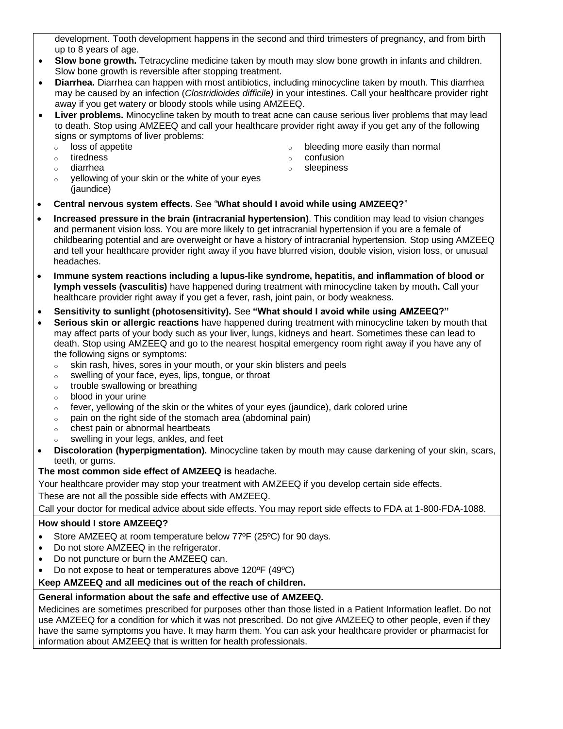development. Tooth development happens in the second and third trimesters of pregnancy, and from birth up to 8 years of age.

- **Slow bone growth.** Tetracycline medicine taken by mouth may slow bone growth in infants and children. Slow bone growth is reversible after stopping treatment.
- **Diarrhea.** Diarrhea can happen with most antibiotics, including minocycline taken by mouth. This diarrhea may be caused by an infection (*Clostridioides difficile)* in your intestines. Call your healthcare provider right away if you get watery or bloody stools while using AMZEEQ.
- **Liver problems.** Minocycline taken by mouth to treat acne can cause serious liver problems that may lead to death. Stop using AMZEEQ and call your healthcare provider right away if you get any of the following signs or symptoms of liver problems:
  - loss of appetite
  - tiredness
  - diarrhea
  - yellowing of your skin or the white of your eyes (jaundice)
  - bleeding more easily than normal
  - confusion
  - sleepiness
- **Central nervous system effects.** See "**What should I avoid while using AMZEEQ?**"
- **Increased pressure in the brain (intracranial hypertension)**. This condition may lead to vision changes and permanent vision loss. You are more likely to get intracranial hypertension if you are a female of childbearing potential and are overweight or have a history of intracranial hypertension. Stop using AMZEEQ and tell your healthcare provider right away if you have blurred vision, double vision, vision loss, or unusual headaches.
- **Immune system reactions including a lupus-like syndrome, hepatitis, and inflammation of blood or lymph vessels (vasculitis)** have happened during treatment with minocycline taken by mouth**.** Call your healthcare provider right away if you get a fever, rash, joint pain, or body weakness.
- **Sensitivity to sunlight (photosensitivity).** See **"What should I avoid while using AMZEEQ?"**
- **Serious skin or allergic reactions** have happened during treatment with minocycline taken by mouth that may affect parts of your body such as your liver, lungs, kidneys and heart. Sometimes these can lead to death. Stop using AMZEEQ and go to the nearest hospital emergency room right away if you have any of the following signs or symptoms:
  - skin rash, hives, sores in your mouth, or your skin blisters and peels
  - swelling of your face, eyes, lips, tongue, or throat
  - trouble swallowing or breathing
  - blood in your urine
  - fever, yellowing of the skin or the whites of your eyes (jaundice), dark colored urine
  - pain on the right side of the stomach area (abdominal pain)
  - chest pain or abnormal heartbeats
  - swelling in your legs, ankles, and feet
- **Discoloration (hyperpigmentation).** Minocycline taken by mouth may cause darkening of your skin, scars, teeth, or gums.

**The most common side effect of AMZEEQ is** headache.

Your healthcare provider may stop your treatment with AMZEEQ if you develop certain side effects.

These are not all the possible side effects with AMZEEQ.

Call your doctor for medical advice about side effects. You may report side effects to FDA at 1-800-FDA-1088.

**How should I store AMZEEQ?**

- Store AMZEEQ at room temperature below 77ºF (25ºC) for 90 days.
- Do not store AMZEEQ in the refrigerator.
- Do not puncture or burn the AMZEEQ can.
- Do not expose to heat or temperatures above 120ºF (49ºC)

**Keep AMZEEQ and all medicines out of the reach of children.**

**General information about the safe and effective use of AMZEEQ.**

Medicines are sometimes prescribed for purposes other than those listed in a Patient Information leaflet. Do not use AMZEEQ for a condition for which it was not prescribed. Do not give AMZEEQ to other people, even if they have the same symptoms you have. It may harm them. You can ask your healthcare provider or pharmacist for information about AMZEEQ that is written for health professionals.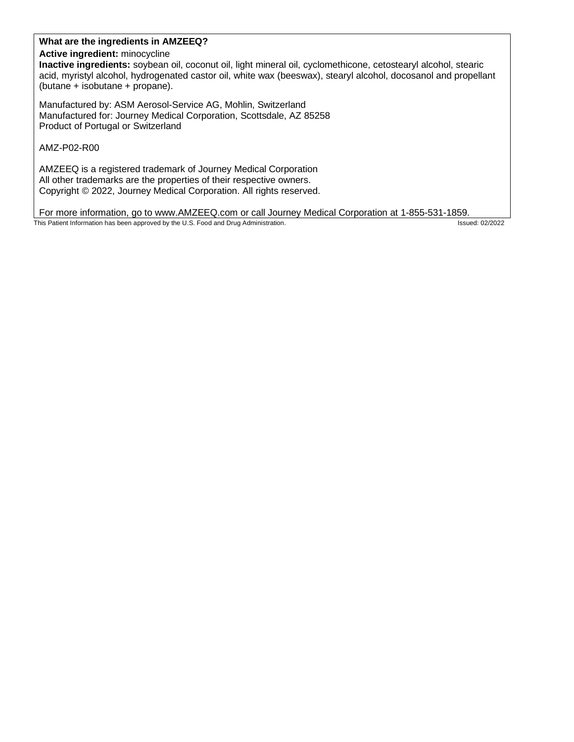**What are the ingredients in AMZEEQ?**

**Active ingredient:** minocycline

**Inactive ingredients:** soybean oil, coconut oil, light mineral oil, cyclomethicone, cetostearyl alcohol, stearic acid, myristyl alcohol, hydrogenated castor oil, white wax (beeswax), stearyl alcohol, docosanol and propellant (butane + isobutane + propane).

Manufactured by: ASM Aerosol-Service AG, Mohlin, Switzerland
Manufactured for: Journey Medical Corporation, Scottsdale, AZ 85258
Product of Portugal or Switzerland

AMZ-P02-R00

AMZEEQ is a registered trademark of Journey Medical Corporation
All other trademarks are the properties of their respective owners.
Copyright © 2022, Journey Medical Corporation. All rights reserved.

For more information, go to www.AMZEEQ.com or call Journey Medical Corporation at 1-855-531-1859.

This Patient Information has been approved by the U.S. Food and Drug Administration. Issued: 02/2022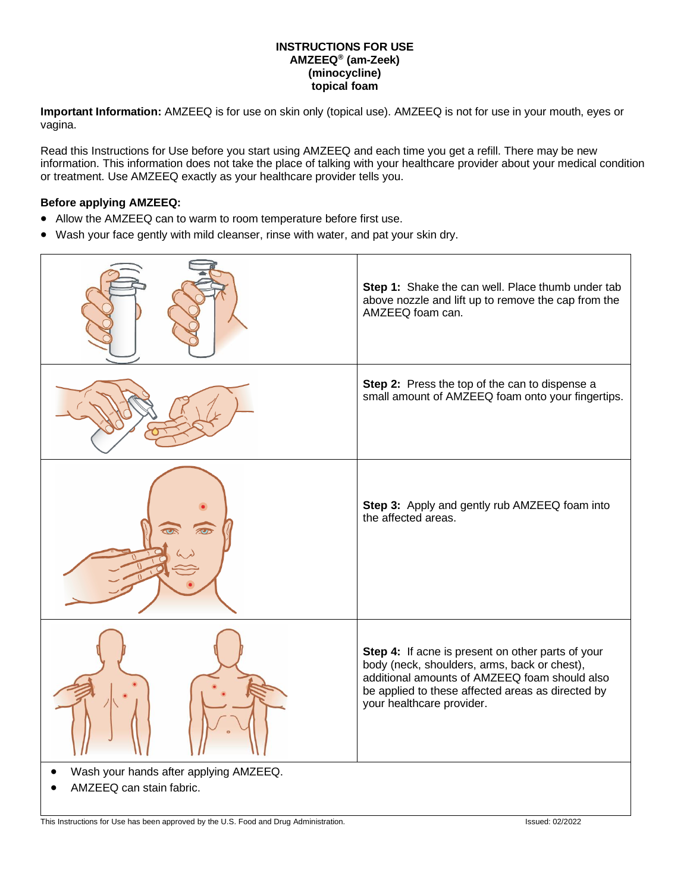# INSTRUCTIONS FOR USE
## AMZEEQ® (am-Zeek)
## (minocycline)
## topical foam

**Important Information:** AMZEEQ is for use on skin only (topical use). AMZEEQ is not for use in your mouth, eyes or vagina.

Read this Instructions for Use before you start using AMZEEQ and each time you get a refill. There may be new information. This information does not take the place of talking with your healthcare provider about your medical condition or treatment. Use AMZEEQ exactly as your healthcare provider tells you.

**Before applying AMZEEQ:**

- Allow the AMZEEQ can to warm to room temperature before first use.
- Wash your face gently with mild cleanser, rinse with water, and pat your skin dry.

**Step 1:** Shake the can well. Place thumb under tab above nozzle and lift up to remove the cap from the AMZEEQ foam can.

**Step 2:** Press the top of the can to dispense a small amount of AMZEEQ foam onto your fingertips.

**Step 3:** Apply and gently rub AMZEEQ foam into the affected areas.

**Step 4:** If acne is present on other parts of your body (neck, shoulders, arms, back or chest), additional amounts of AMZEEQ foam should also be applied to these affected areas as directed by your healthcare provider.

- Wash your hands after applying AMZEEQ.
- AMZEEQ can stain fabric.

This Instructions for Use has been approved by the U.S. Food and Drug Administration.

Issued: 02/2022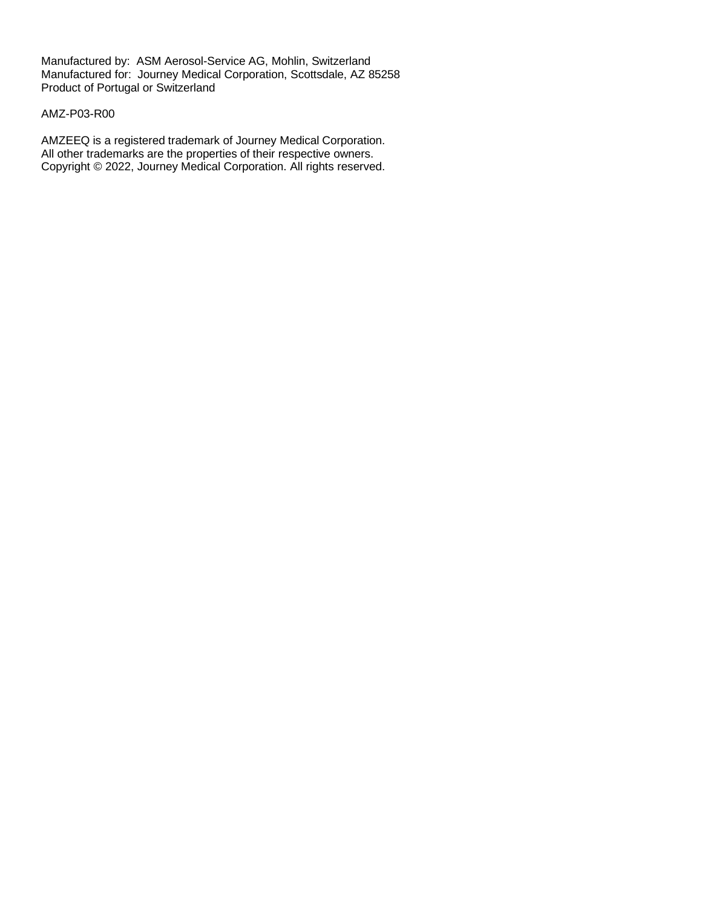Manufactured by: ASM Aerosol-Service AG, Mohlin, Switzerland
Manufactured for: Journey Medical Corporation, Scottsdale, AZ 85258
Product of Portugal or Switzerland

AMZ-P03-R00

AMZEEQ is a registered trademark of Journey Medical Corporation.
All other trademarks are the properties of their respective owners.
Copyright © 2022, Journey Medical Corporation. All rights reserved.